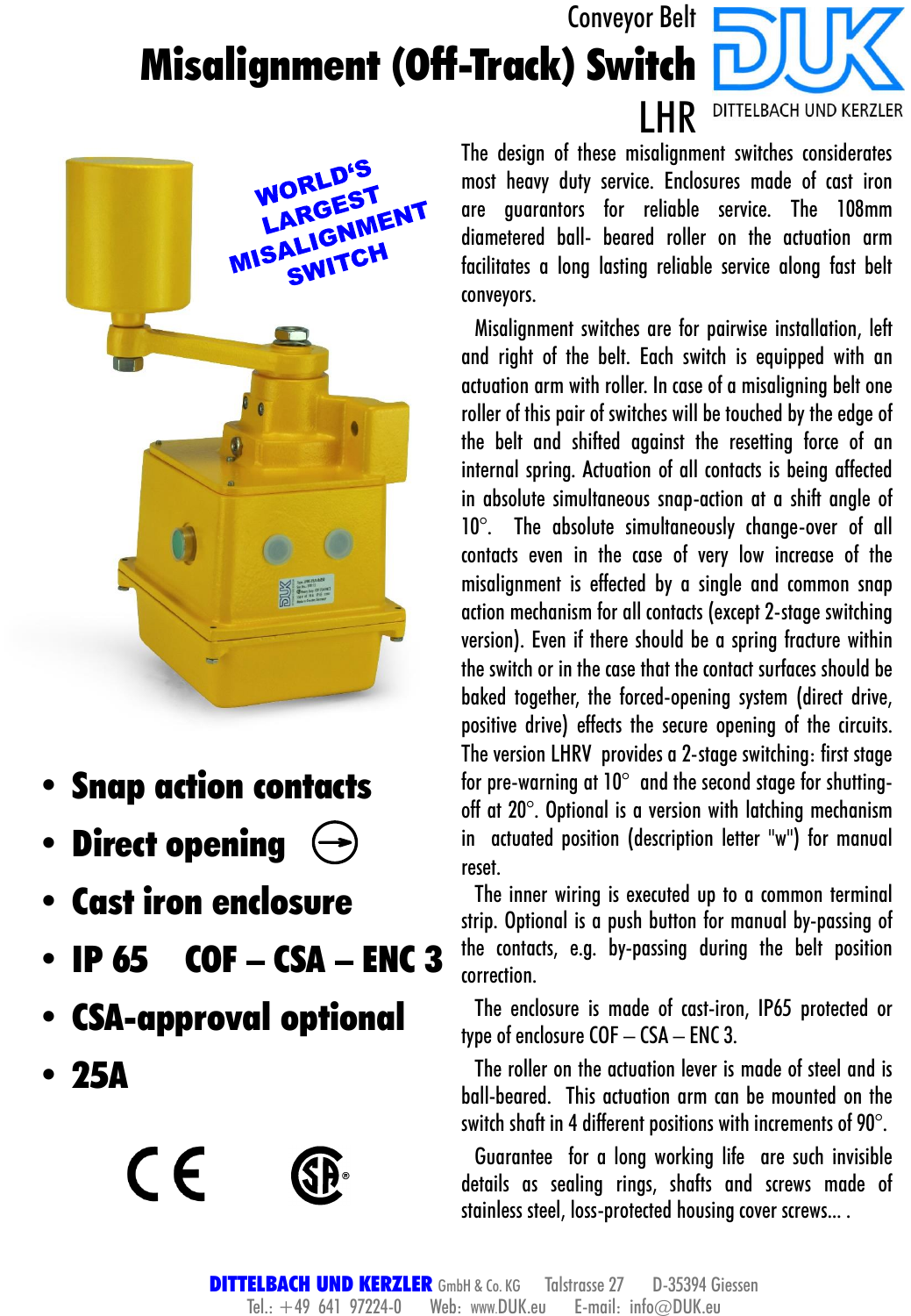Conveyor Belt

# Misalignment (Off-Track) Switch

LHR

DUK DITTELBACH UND KERZLER

WORLD'S LARGEST MISALIGNMENT SWITCH

- **Snap action contacts**
- **Direct opening**
- **Cast iron enclosure**
- **IP 65 COF – CSA – ENC 3**
- **CSA-approval optional**
- **25A**

The design of these misalignment switches considerates most heavy duty service. Enclosures made of cast iron are guarantors for reliable service. The 108mm diametered ball- beared roller on the actuation arm facilitates a long lasting reliable service along fast belt conveyors.

Misalignment switches are for pairwise installation, left and right of the belt. Each switch is equipped with an actuation arm with roller. In case of a misaligning belt one roller of this pair of switches will be touched by the edge of the belt and shifted against the resetting force of an internal spring. Actuation of all contacts is being affected in absolute simultaneous snap-action at a shift angle of 10°. The absolute simultaneously change-over of all contacts even in the case of very low increase of the misalignment is effected by a single and common snap action mechanism for all contacts (except 2-stage switching version). Even if there should be a spring fracture within the switch or in the case that the contact surfaces should be baked together, the forced-opening system (direct drive, positive drive) effects the secure opening of the circuits. The version LHRV provides a 2-stage switching: first stage for pre-warning at 10° and the second stage for shutting-off at 20°. Optional is a version with latching mechanism in actuated position (description letter "w") for manual reset.

The inner wiring is executed up to a common terminal strip. Optional is a push button for manual by-passing of the contacts, e.g. by-passing during the belt position correction.

The enclosure is made of cast-iron, IP65 protected or type of enclosure COF – CSA – ENC 3.

The roller on the actuation lever is made of steel and is ball-beared. This actuation arm can be mounted on the switch shaft in 4 different positions with increments of 90°.

Guarantee for a long working life are such invisible details as sealing rings, shafts and screws made of stainless steel, loss-protected housing cover screws... .

**DITTELBACH UND KERZLER** GmbH & Co. KG Talstrasse 27 D-35394 Giessen
Tel.: +49 641 97224-0 Web: www.DUK.eu E-mail: info@DUK.eu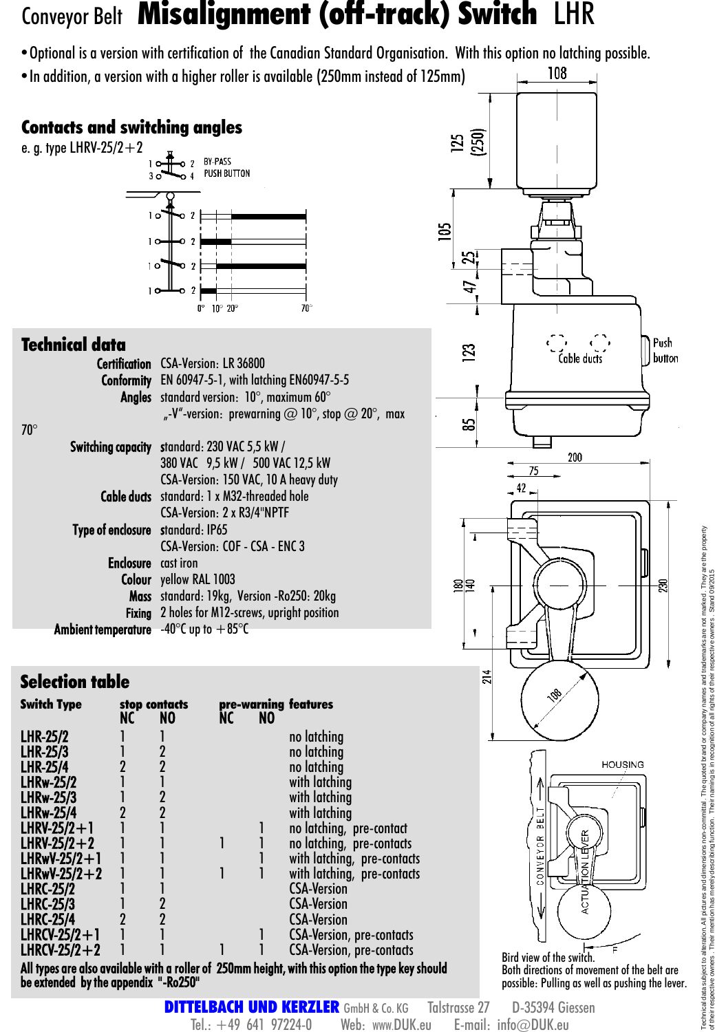# Conveyor Belt **Misalignment (off-track) Switch** LHR

- Optional is a version with certification of the Canadian Standard Organisation. With this option no latching possible.
- In addition, a version with a higher roller is available (250mm instead of 125mm)

## Contacts and switching angles

e. g. type LHRV-25/2+2

BY-PASS PUSH BUTTON

0° 10° 20° 70°

## Technical data

| | |
|---|---|
| **Certification** | CSA-Version: LR 36800 |
| **Conformity** | EN 60947-5-1, with latching EN60947-5-5 |
| **Angles** | standard version: 10°, maximum 60°<br>„-V“-version: prewarning @ 10°, stop @ 20°, max 70° |
| **Switching capacity** | standard: 230 VAC 5,5 kW / 380 VAC 9,5 kW / 500 VAC 12,5 kW<br>CSA-Version: 150 VAC, 10 A heavy duty |
| **Cable ducts** | standard: 1 x M32-threaded hole<br>CSA-Version: 2 x R3/4"NPTF |
| **Type of enclosure** | standard: IP65<br>CSA-Version: COF - CSA - ENC 3 |
| **Enclosure** | cast iron |
| **Colour** | yellow RAL 1003 |
| **Mass** | standard: 19kg, Version -Ro250: 20kg |
| **Fixing** | 2 holes for M12-screws, upright position |
| **Ambient temperature** | -40°C up to +85°C |

## Selection table

| Switch Type | stop contacts NC | stop contacts NO | pre-warning NC | pre-warning NO | features |
|---|---|---|---|---|---|
| LHR-25/2 | 1 | 1 | | | no latching |
| LHR-25/3 | 1 | 2 | | | no latching |
| LHR-25/4 | 2 | 2 | | | no latching |
| LHRw-25/2 | 1 | 1 | | | with latching |
| LHRw-25/3 | 1 | 2 | | | with latching |
| LHRw-25/4 | 2 | 2 | | | with latching |
| LHRV-25/2+1 | 1 | 1 | | 1 | no latching, pre-contact |
| LHRV-25/2+2 | 1 | 1 | 1 | 1 | no latching, pre-contacts |
| LHRwV-25/2+1 | 1 | 1 | | 1 | with latching, pre-contacts |
| LHRwV-25/2+2 | 1 | 1 | 1 | 1 | with latching, pre-contacts |
| LHRC-25/2 | 1 | 1 | | | CSA-Version |
| LHRC-25/3 | 1 | 2 | | | CSA-Version |
| LHRC-25/4 | 2 | 2 | | | CSA-Version |
| LHRCV-25/2+1 | 1 | 1 | | 1 | CSA-Version, pre-contacts |
| LHRCV-25/2+2 | 1 | 1 | 1 | 1 | CSA-Version, pre-contacts |

**All types are also available with a roller of 250mm height, with this option the type key should be extended by the appendix "-Ro250"**

108
125 (250)
105
25
47
123
85
Push button
Cable ducts
200
75
42
180
140
230
214
108

HOUSING
CONVEYOR BELT
ACTUATION LEVER
F

Bird view of the switch.
Both directions of movement of the belt are possible: Pulling as well as pushing the lever.

Technical data subject to alteration. All pictures and dimensions non-committal. The quoted brand or company names and trademarks are not marked. They are the property of their respective owners. Their mention has merely describing function. Their naming is in recognition of all rights of their respective owners. Stand 09/2015

**DITTELBACH UND KERZLER** GmbH & Co. KG Talstrasse 27 D-35394 Giessen
Tel.: +49 641 97224-0 Web: www.DUK.eu E-mail: info@DUK.eu